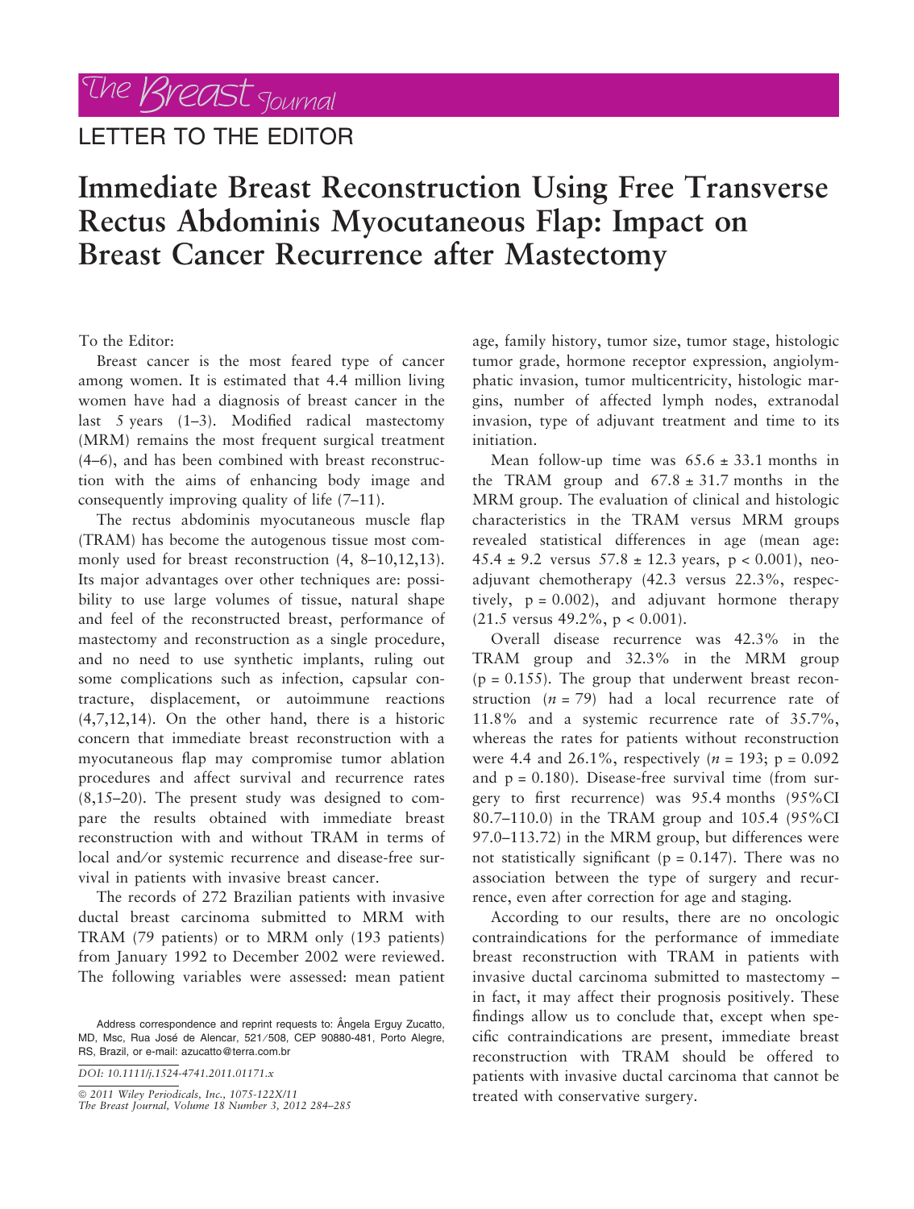LETTER TO THE EDITOR

# Immediate Breast Reconstruction Using Free Transverse Rectus Abdominis Myocutaneous Flap: Impact on Breast Cancer Recurrence after Mastectomy

To the Editor:

Breast cancer is the most feared type of cancer among women. It is estimated that 4.4 million living women have had a diagnosis of breast cancer in the last 5 years (1–3). Modified radical mastectomy (MRM) remains the most frequent surgical treatment (4–6), and has been combined with breast reconstruction with the aims of enhancing body image and consequently improving quality of life (7–11).

The rectus abdominis myocutaneous muscle flap (TRAM) has become the autogenous tissue most commonly used for breast reconstruction (4, 8–10,12,13). Its major advantages over other techniques are: possibility to use large volumes of tissue, natural shape and feel of the reconstructed breast, performance of mastectomy and reconstruction as a single procedure, and no need to use synthetic implants, ruling out some complications such as infection, capsular contracture, displacement, or autoimmune reactions (4,7,12,14). On the other hand, there is a historic concern that immediate breast reconstruction with a myocutaneous flap may compromise tumor ablation procedures and affect survival and recurrence rates (8,15–20). The present study was designed to compare the results obtained with immediate breast reconstruction with and without TRAM in terms of local and/or systemic recurrence and disease-free survival in patients with invasive breast cancer.

The records of 272 Brazilian patients with invasive ductal breast carcinoma submitted to MRM with TRAM (79 patients) or to MRM only (193 patients) from January 1992 to December 2002 were reviewed. The following variables were assessed: mean patient age, family history, tumor size, tumor stage, histologic tumor grade, hormone receptor expression, angiolymphatic invasion, tumor multicentricity, histologic margins, number of affected lymph nodes, extranodal invasion, type of adjuvant treatment and time to its initiation.

Mean follow-up time was $65.6 \pm 33.1$ months in the TRAM group and $67.8 \pm 31.7$ months in the MRM group. The evaluation of clinical and histologic characteristics in the TRAM versus MRM groups revealed statistical differences in age (mean age: $45.4 \pm 9.2$ versus $57.8 \pm 12.3$ years, $p < 0.001$), neoadjuvant chemotherapy (42.3 versus 22.3%, respectively, $p = 0.002$), and adjuvant hormone therapy (21.5 versus 49.2%, $p < 0.001$).

Overall disease recurrence was 42.3% in the TRAM group and 32.3% in the MRM group ($p = 0.155$). The group that underwent breast reconstruction ($n = 79$) had a local recurrence rate of 11.8% and a systemic recurrence rate of 35.7%, whereas the rates for patients without reconstruction were 4.4 and 26.1%, respectively ($n = 193$; $p = 0.092$ and $p = 0.180$). Disease-free survival time (from surgery to first recurrence) was 95.4 months (95%CI 80.7–110.0) in the TRAM group and 105.4 (95%CI 97.0–113.72) in the MRM group, but differences were not statistically significant ($p = 0.147$). There was no association between the type of surgery and recurrence, even after correction for age and staging.

According to our results, there are no oncologic contraindications for the performance of immediate breast reconstruction with TRAM in patients with invasive ductal carcinoma submitted to mastectomy – in fact, it may affect their prognosis positively. These findings allow us to conclude that, except when specific contraindications are present, immediate breast reconstruction with TRAM should be offered to patients with invasive ductal carcinoma that cannot be treated with conservative surgery.

Address correspondence and reprint requests to: Ângela Erguy Zucatto, MD, Msc, Rua José de Alencar, 521/508, CEP 90880-481, Porto Alegre, RS, Brazil, or e-mail: azucatto@terra.com.br

DOI: 10.1111/j.1524-4741.2011.01171.x

© 2011 Wiley Periodicals, Inc., 1075-122X/11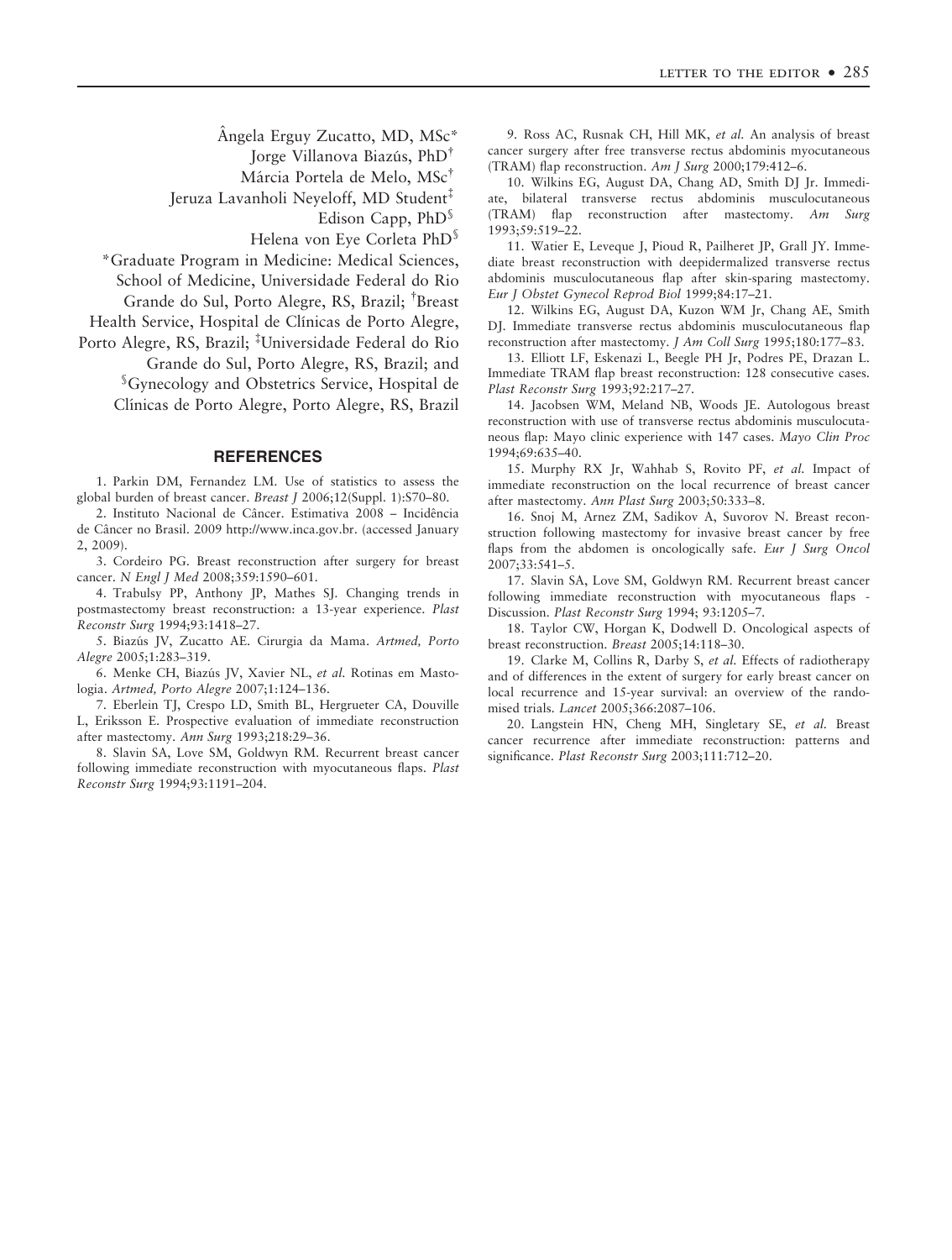Ângela Erguy Zucatto, MD, MSc*
Jorge Villanova Biazús, PhD†
Márcia Portela de Melo, MSc†
Jeruza Lavanholi Neyeloff, MD Student‡
Edison Capp, PhD§
Helena von Eye Corleta PhD§

*Graduate Program in Medicine: Medical Sciences, School of Medicine, Universidade Federal do Rio Grande do Sul, Porto Alegre, RS, Brazil; †Breast Health Service, Hospital de Clínicas de Porto Alegre, Porto Alegre, RS, Brazil; ‡Universidade Federal do Rio Grande do Sul, Porto Alegre, RS, Brazil; and §Gynecology and Obstetrics Service, Hospital de Clínicas de Porto Alegre, Porto Alegre, RS, Brazil

## REFERENCES

1. Parkin DM, Fernandez LM. Use of statistics to assess the global burden of breast cancer. *Breast J* 2006;12(Suppl. 1):S70–80.
2. Instituto Nacional de Câncer. Estimativa 2008 – Incidência de Câncer no Brasil. 2009 http://www.inca.gov.br. (accessed January 2, 2009).
3. Cordeiro PG. Breast reconstruction after surgery for breast cancer. *N Engl J Med* 2008;359:1590–601.
4. Trabulsy PP, Anthony JP, Mathes SJ. Changing trends in postmastectomy breast reconstruction: a 13-year experience. *Plast Reconstr Surg* 1994;93:1418–27.
5. Biazús JV, Zucatto AE. Cirurgia da Mama. *Artmed, Porto Alegre* 2005;1:283–319.
6. Menke CH, Biazús JV, Xavier NL, *et al.* Rotinas em Mastologia. *Artmed, Porto Alegre* 2007;1:124–136.
7. Eberlein TJ, Crespo LD, Smith BL, Hergrueter CA, Douville L, Eriksson E. Prospective evaluation of immediate reconstruction after mastectomy. *Ann Surg* 1993;218:29–36.
8. Slavin SA, Love SM, Goldwyn RM. Recurrent breast cancer following immediate reconstruction with myocutaneous flaps. *Plast Reconstr Surg* 1994;93:1191–204.
9. Ross AC, Rusnak CH, Hill MK, *et al.* An analysis of breast cancer surgery after free transverse rectus abdominis myocutaneous (TRAM) flap reconstruction. *Am J Surg* 2000;179:412–6.
10. Wilkins EG, August DA, Chang AD, Smith DJ Jr. Immediate, bilateral transverse rectus abdominis musculocutaneous (TRAM) flap reconstruction after mastectomy. *Am Surg* 1993;59:519–22.
11. Watier E, Leveque J, Pioud R, Pailheret JP, Grall JY. Immediate breast reconstruction with deepidermalized transverse rectus abdominis musculocutaneous flap after skin-sparing mastectomy. *Eur J Obstet Gynecol Reprod Biol* 1999;84:17–21.
12. Wilkins EG, August DA, Kuzon WM Jr, Chang AE, Smith DJ. Immediate transverse rectus abdominis musculocutaneous flap reconstruction after mastectomy. *J Am Coll Surg* 1995;180:177–83.
13. Elliott LF, Eskenazi L, Beegle PH Jr, Podres PE, Drazan L. Immediate TRAM flap breast reconstruction: 128 consecutive cases. *Plast Reconstr Surg* 1993;92:217–27.
14. Jacobsen WM, Meland NB, Woods JE. Autologous breast reconstruction with use of transverse rectus abdominis musculocutaneous flap: Mayo clinic experience with 147 cases. *Mayo Clin Proc* 1994;69:635–40.
15. Murphy RX Jr, Wahhab S, Rovito PF, *et al.* Impact of immediate reconstruction on the local recurrence of breast cancer after mastectomy. *Ann Plast Surg* 2003;50:333–8.
16. Snoj M, Arnez ZM, Sadikov A, Suvorov N. Breast reconstruction following mastectomy for invasive breast cancer by free flaps from the abdomen is oncologically safe. *Eur J Surg Oncol* 2007;33:541–5.
17. Slavin SA, Love SM, Goldwyn RM. Recurrent breast cancer following immediate reconstruction with myocutaneous flaps - Discussion. *Plast Reconstr Surg* 1994; 93:1205–7.
18. Taylor CW, Horgan K, Dodwell D. Oncological aspects of breast reconstruction. *Breast* 2005;14:118–30.
19. Clarke M, Collins R, Darby S, *et al.* Effects of radiotherapy and of differences in the extent of surgery for early breast cancer on local recurrence and 15-year survival: an overview of the randomised trials. *Lancet* 2005;366:2087–106.
20. Langstein HN, Cheng MH, Singletary SE, *et al.* Breast cancer recurrence after immediate reconstruction: patterns and significance. *Plast Reconstr Surg* 2003;111:712–20.